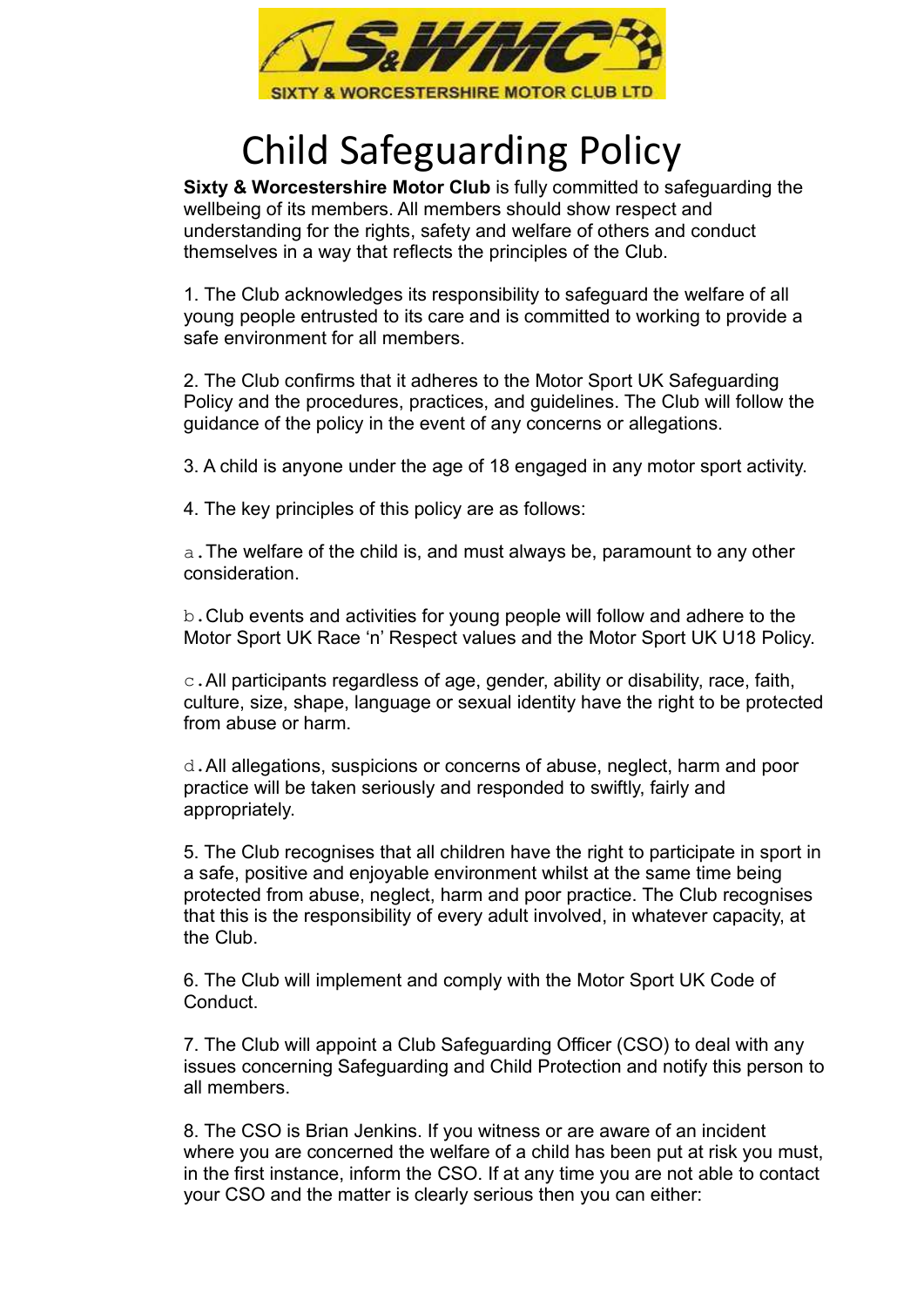# Child Safeguarding Policy

**Sixty & Worcestershire Motor Club** is fully committed to safeguarding the wellbeing of its members. All members should show respect and understanding for the rights, safety and welfare of others and conduct themselves in a way that reflects the principles of the Club.

1. The Club acknowledges its responsibility to safeguard the welfare of all young people entrusted to its care and is committed to working to provide a safe environment for all members.

2. The Club confirms that it adheres to the Motor Sport UK Safeguarding Policy and the procedures, practices, and guidelines. The Club will follow the guidance of the policy in the event of any concerns or allegations.

3. A child is anyone under the age of 18 engaged in any motor sport activity.

4. The key principles of this policy are as follows:

a. The welfare of the child is, and must always be, paramount to any other consideration.

b. Club events and activities for young people will follow and adhere to the Motor Sport UK Race 'n' Respect values and the Motor Sport UK U18 Policy.

c. All participants regardless of age, gender, ability or disability, race, faith, culture, size, shape, language or sexual identity have the right to be protected from abuse or harm.

d. All allegations, suspicions or concerns of abuse, neglect, harm and poor practice will be taken seriously and responded to swiftly, fairly and appropriately.

5. The Club recognises that all children have the right to participate in sport in a safe, positive and enjoyable environment whilst at the same time being protected from abuse, neglect, harm and poor practice. The Club recognises that this is the responsibility of every adult involved, in whatever capacity, at the Club.

6. The Club will implement and comply with the Motor Sport UK Code of Conduct.

7. The Club will appoint a Club Safeguarding Officer (CSO) to deal with any issues concerning Safeguarding and Child Protection and notify this person to all members.

8. The CSO is Brian Jenkins. If you witness or are aware of an incident where you are concerned the welfare of a child has been put at risk you must, in the first instance, inform the CSO. If at any time you are not able to contact your CSO and the matter is clearly serious then you can either: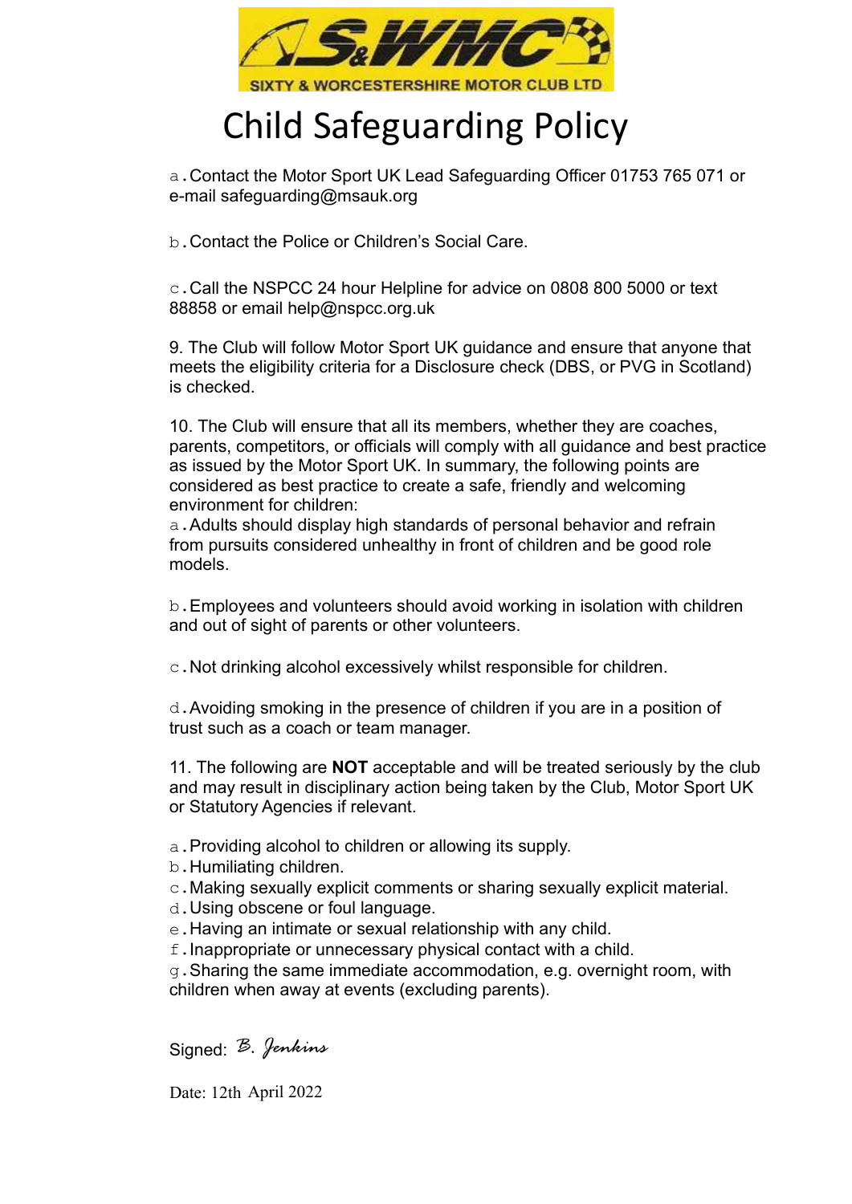SIXTY & WORCESTERSHIRE MOTOR CLUB LTD

# Child Safeguarding Policy

a. Contact the Motor Sport UK Lead Safeguarding Officer 01753 765 071 or e-mail safeguarding@msauk.org

b. Contact the Police or Children's Social Care.

c. Call the NSPCC 24 hour Helpline for advice on 0808 800 5000 or text 88858 or email help@nspcc.org.uk

9. The Club will follow Motor Sport UK guidance and ensure that anyone that meets the eligibility criteria for a Disclosure check (DBS, or PVG in Scotland) is checked.

10. The Club will ensure that all its members, whether they are coaches, parents, competitors, or officials will comply with all guidance and best practice as issued by the Motor Sport UK. In summary, the following points are considered as best practice to create a safe, friendly and welcoming environment for children:

a. Adults should display high standards of personal behavior and refrain from pursuits considered unhealthy in front of children and be good role models.

b. Employees and volunteers should avoid working in isolation with children and out of sight of parents or other volunteers.

c. Not drinking alcohol excessively whilst responsible for children.

d. Avoiding smoking in the presence of children if you are in a position of trust such as a coach or team manager.

11. The following are **NOT** acceptable and will be treated seriously by the club and may result in disciplinary action being taken by the Club, Motor Sport UK or Statutory Agencies if relevant.

a. Providing alcohol to children or allowing its supply.
b. Humiliating children.
c. Making sexually explicit comments or sharing sexually explicit material.
d. Using obscene or foul language.
e. Having an intimate or sexual relationship with any child.
f. Inappropriate or unnecessary physical contact with a child.
g. Sharing the same immediate accommodation, e.g. overnight room, with children when away at events (excluding parents).

Signed: *B. Jenkins*

Date: 12th April 2022